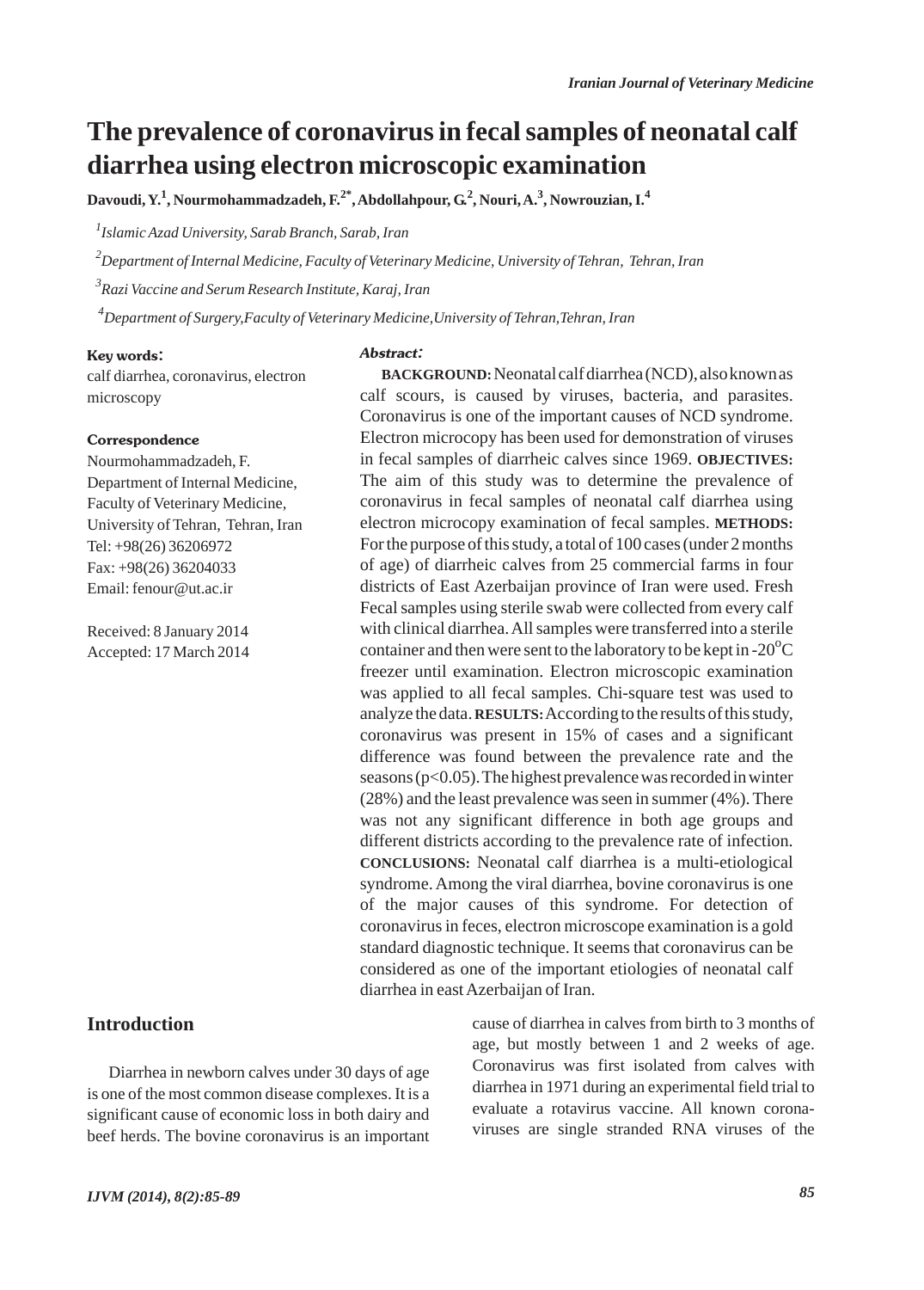# The prevalence of coronavirus in fecal samples of neonatal calf diarrhea using electron microscopic examination

**Davoudi, Y.[1], Nourmohammadzadeh, F.[2*], Abdollahpour, G.[2], Nouri, A.[3], Nowrouzian, I.[4]**

*[1]Islamic Azad University, Sarab Branch, Sarab, Iran*

*[2]Department of Internal Medicine, Faculty of Veterinary Medicine, University of Tehran, Tehran, Iran*

*[3]Razi Vaccine and Serum Research Institute, Karaj, Iran*

*[4]Department of Surgery, Faculty of Veterinary Medicine, University of Tehran, Tehran, Iran*

**Key words:**

calf diarrhea, coronavirus, electron microscopy

**Correspondence**

Nourmohammadzadeh, F.
Department of Internal Medicine, Faculty of Veterinary Medicine, University of Tehran, Tehran, Iran
Tel: +98(26) 36206972
Fax: +98(26) 36204033
Email: fenour@ut.ac.ir

Received: 8 January 2014
Accepted: 17 March 2014

***Abstract:***

**BACKGROUND:** Neonatal calf diarrhea (NCD), also known as calf scours, is caused by viruses, bacteria, and parasites. Coronavirus is one of the important causes of NCD syndrome. Electron microcopy has been used for demonstration of viruses in fecal samples of diarrheic calves since 1969. **OBJECTIVES:** The aim of this study was to determine the prevalence of coronavirus in fecal samples of neonatal calf diarrhea using electron microcopy examination of fecal samples. **METHODS:** For the purpose of this study, a total of 100 cases (under 2 months of age) of diarrheic calves from 25 commercial farms in four districts of East Azerbaijan province of Iran were used. Fresh Fecal samples using sterile swab were collected from every calf with clinical diarrhea. All samples were transferred into a sterile container and then were sent to the laboratory to be kept in -20$^{o}$C freezer until examination. Electron microscopic examination was applied to all fecal samples. Chi-square test was used to analyze the data. **RESULTS:** According to the results of this study, coronavirus was present in 15% of cases and a significant difference was found between the prevalence rate and the seasons ($p<0.05$). The highest prevalence was recorded in winter (28%) and the least prevalence was seen in summer (4%). There was not any significant difference in both age groups and different districts according to the prevalence rate of infection. **CONCLUSIONS:** Neonatal calf diarrhea is a multi-etiological syndrome. Among the viral diarrhea, bovine coronavirus is one of the major causes of this syndrome. For detection of coronavirus in feces, electron microscope examination is a gold standard diagnostic technique. It seems that coronavirus can be considered as one of the important etiologies of neonatal calf diarrhea in east Azerbaijan of Iran.

## Introduction

Diarrhea in newborn calves under 30 days of age is one of the most common disease complexes. It is a significant cause of economic loss in both dairy and beef herds. The bovine coronavirus is an important cause of diarrhea in calves from birth to 3 months of age, but mostly between 1 and 2 weeks of age. Coronavirus was first isolated from calves with diarrhea in 1971 during an experimental field trial to evaluate a rotavirus vaccine. All known coronaviruses are single stranded RNA viruses of the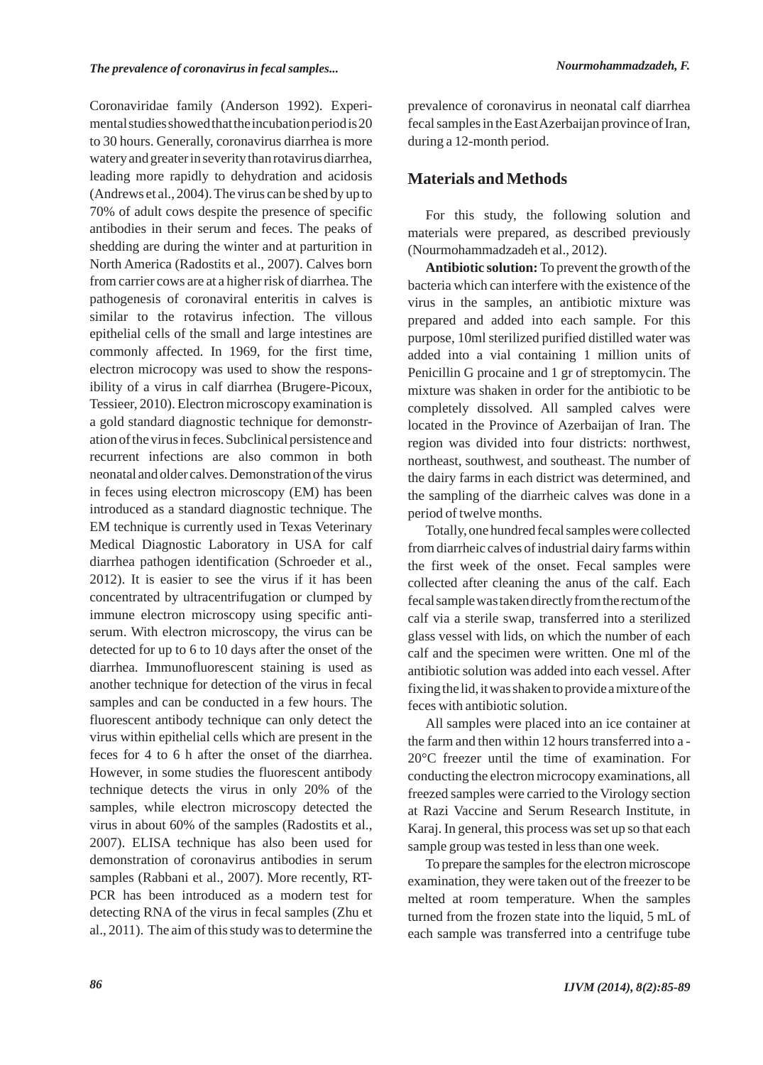Coronaviridae family (Anderson 1992). Experimental studies showed that the incubation period is 20 to 30 hours. Generally, coronavirus diarrhea is more watery and greater in severity than rotavirus diarrhea, leading more rapidly to dehydration and acidosis (Andrews et al., 2004). The virus can be shed by up to 70% of adult cows despite the presence of specific antibodies in their serum and feces. The peaks of shedding are during the winter and at parturition in North America (Radostits et al., 2007). Calves born from carrier cows are at a higher risk of diarrhea. The pathogenesis of coronaviral enteritis in calves is similar to the rotavirus infection. The villous epithelial cells of the small and large intestines are commonly affected. In 1969, for the first time, electron microcopy was used to show the responsibility of a virus in calf diarrhea (Brugere-Picoux, Tessieer, 2010). Electron microscopy examination is a gold standard diagnostic technique for demonstration of the virus in feces. Subclinical persistence and recurrent infections are also common in both neonatal and older calves. Demonstration of the virus in feces using electron microscopy (EM) has been introduced as a standard diagnostic technique. The EM technique is currently used in Texas Veterinary Medical Diagnostic Laboratory in USA for calf diarrhea pathogen identification (Schroeder et al., 2012). It is easier to see the virus if it has been concentrated by ultracentrifugation or clumped by immune electron microscopy using specific antiserum. With electron microscopy, the virus can be detected for up to 6 to 10 days after the onset of the diarrhea. Immunofluorescent staining is used as another technique for detection of the virus in fecal samples and can be conducted in a few hours. The fluorescent antibody technique can only detect the virus within epithelial cells which are present in the feces for 4 to 6 h after the onset of the diarrhea. However, in some studies the fluorescent antibody technique detects the virus in only 20% of the samples, while electron microscopy detected the virus in about 60% of the samples (Radostits et al., 2007). ELISA technique has also been used for demonstration of coronavirus antibodies in serum samples (Rabbani et al., 2007). More recently, RT-PCR has been introduced as a modern test for detecting RNA of the virus in fecal samples (Zhu et al., 2011). The aim of this study was to determine the prevalence of coronavirus in neonatal calf diarrhea fecal samples in the East Azerbaijan province of Iran, during a 12-month period.

## Materials and Methods

For this study, the following solution and materials were prepared, as described previously (Nourmohammadzadeh et al., 2012).

**Antibiotic solution:** To prevent the growth of the bacteria which can interfere with the existence of the virus in the samples, an antibiotic mixture was prepared and added into each sample. For this purpose, 10ml sterilized purified distilled water was added into a vial containing 1 million units of Penicillin G procaine and 1 gr of streptomycin. The mixture was shaken in order for the antibiotic to be completely dissolved. All sampled calves were located in the Province of Azerbaijan of Iran. The region was divided into four districts: northwest, northeast, southwest, and southeast. The number of the dairy farms in each district was determined, and the sampling of the diarrheic calves was done in a period of twelve months.

Totally, one hundred fecal samples were collected from diarrheic calves of industrial dairy farms within the first week of the onset. Fecal samples were collected after cleaning the anus of the calf. Each fecal sample was taken directly from the rectum of the calf via a sterile swap, transferred into a sterilized glass vessel with lids, on which the number of each calf and the specimen were written. One ml of the antibiotic solution was added into each vessel. After fixing the lid, it was shaken to provide a mixture of the feces with antibiotic solution.

All samples were placed into an ice container at the farm and then within 12 hours transferred into a -20°C freezer until the time of examination. For conducting the electron microcopy examinations, all freezed samples were carried to the Virology section at Razi Vaccine and Serum Research Institute, in Karaj. In general, this process was set up so that each sample group was tested in less than one week.

To prepare the samples for the electron microscope examination, they were taken out of the freezer to be melted at room temperature. When the samples turned from the frozen state into the liquid, 5 mL of each sample was transferred into a centrifuge tube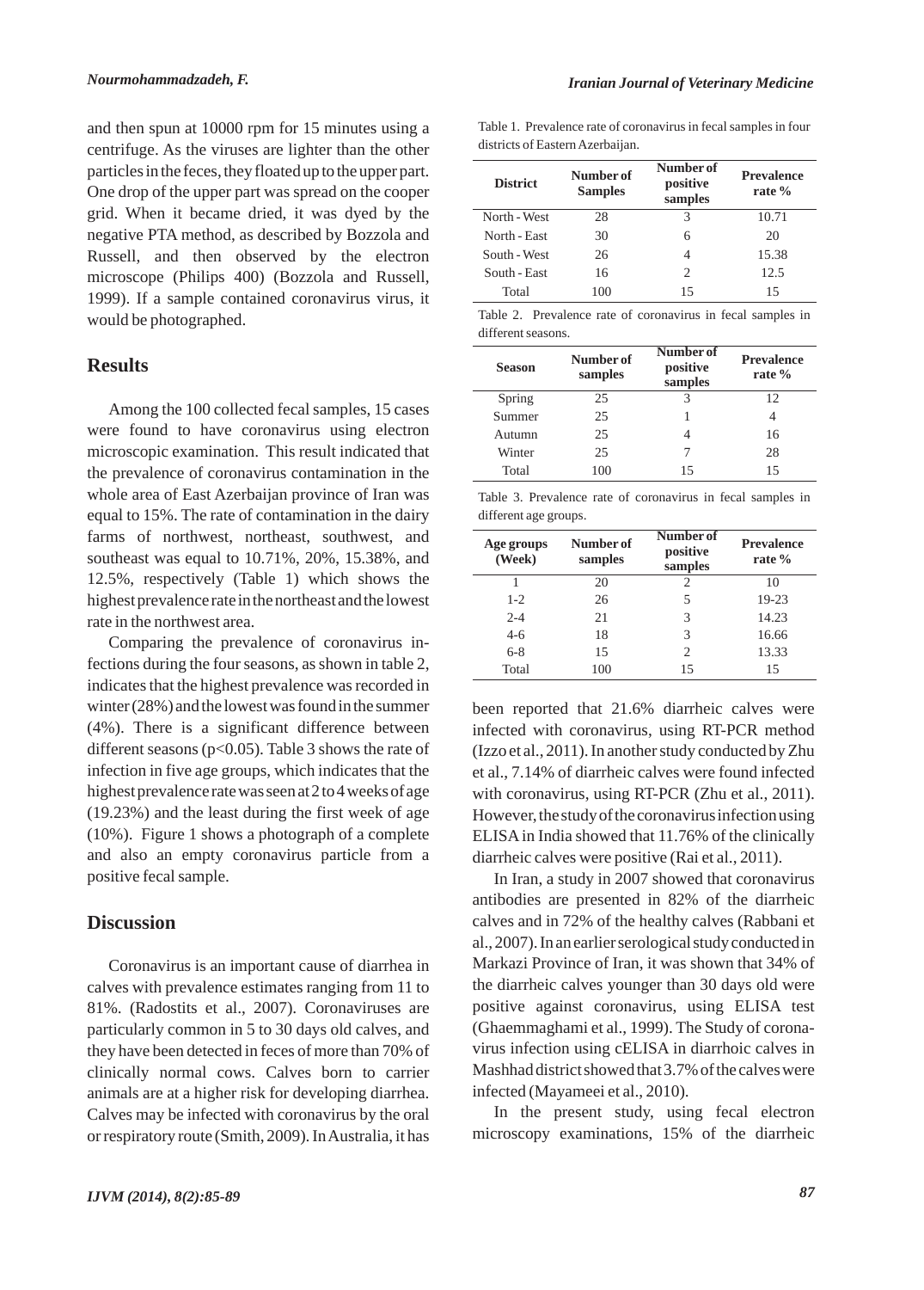and then spun at 10000 rpm for 15 minutes using a centrifuge. As the viruses are lighter than the other particles in the feces, they floated up to the upper part. One drop of the upper part was spread on the cooper grid. When it became dried, it was dyed by the negative PTA method, as described by Bozzola and Russell, and then observed by the electron microscope (Philips 400) (Bozzola and Russell, 1999). If a sample contained coronavirus virus, it would be photographed.

## Results

Among the 100 collected fecal samples, 15 cases were found to have coronavirus using electron microscopic examination. This result indicated that the prevalence of coronavirus contamination in the whole area of East Azerbaijan province of Iran was equal to 15%. The rate of contamination in the dairy farms of northwest, northeast, southwest, and southeast was equal to 10.71%, 20%, 15.38%, and 12.5%, respectively (Table 1) which shows the highest prevalence rate in the northeast and the lowest rate in the northwest area.

Comparing the prevalence of coronavirus infections during the four seasons, as shown in table 2, indicates that the highest prevalence was recorded in winter (28%) and the lowest was found in the summer (4%). There is a significant difference between different seasons ($p<0.05$). Table 3 shows the rate of infection in five age groups, which indicates that the highest prevalence rate was seen at 2 to 4 weeks of age (19.23%) and the least during the first week of age (10%). Figure 1 shows a photograph of a complete and also an empty coronavirus particle from a positive fecal sample.

Table 1. Prevalence rate of coronavirus in fecal samples in four districts of Eastern Azerbaijan.

| District | Number of Samples | Number of positive samples | Prevalence rate % |
|---|---|---|---|
| North - West | 28 | 3 | 10.71 |
| North - East | 30 | 6 | 20 |
| South - West | 26 | 4 | 15.38 |
| South - East | 16 | 2 | 12.5 |
| Total | 100 | 15 | 15 |

Table 2. Prevalence rate of coronavirus in fecal samples in different seasons.

| Season | Number of samples | Number of positive samples | Prevalence rate % |
|---|---|---|---|
| Spring | 25 | 3 | 12 |
| Summer | 25 | 1 | 4 |
| Autumn | 25 | 4 | 16 |
| Winter | 25 | 7 | 28 |
| Total | 100 | 15 | 15 |

Table 3. Prevalence rate of coronavirus in fecal samples in different age groups.

| Age groups (Week) | Number of samples | Number of positive samples | Prevalence rate % |
|---|---|---|---|
| 1 | 20 | 2 | 10 |
| 1-2 | 26 | 5 | 19-23 |
| 2-4 | 21 | 3 | 14.23 |
| 4-6 | 18 | 3 | 16.66 |
| 6-8 | 15 | 2 | 13.33 |
| Total | 100 | 15 | 15 |

## Discussion

Coronavirus is an important cause of diarrhea in calves with prevalence estimates ranging from 11 to 81%. (Radostits et al., 2007). Coronaviruses are particularly common in 5 to 30 days old calves, and they have been detected in feces of more than 70% of clinically normal cows. Calves born to carrier animals are at a higher risk for developing diarrhea. Calves may be infected with coronavirus by the oral or respiratory route (Smith, 2009). In Australia, it has been reported that 21.6% diarrheic calves were infected with coronavirus, using RT-PCR method (Izzo et al., 2011). In another study conducted by Zhu et al., 7.14% of diarrheic calves were found infected with coronavirus, using RT-PCR (Zhu et al., 2011). However, the study of the coronavirus infection using ELISA in India showed that 11.76% of the clinically diarrheic calves were positive (Rai et al., 2011).

In Iran, a study in 2007 showed that coronavirus antibodies are presented in 82% of the diarrheic calves and in 72% of the healthy calves (Rabbani et al., 2007). In an earlier serological study conducted in Markazi Province of Iran, it was shown that 34% of the diarrheic calves younger than 30 days old were positive against coronavirus, using ELISA test (Ghaemmaghami et al., 1999). The Study of coronavirus infection using cELISA in diarrhoic calves in Mashhad district showed that 3.7% of the calves were infected (Mayameei et al., 2010).

In the present study, using fecal electron microscopy examinations, 15% of the diarrheic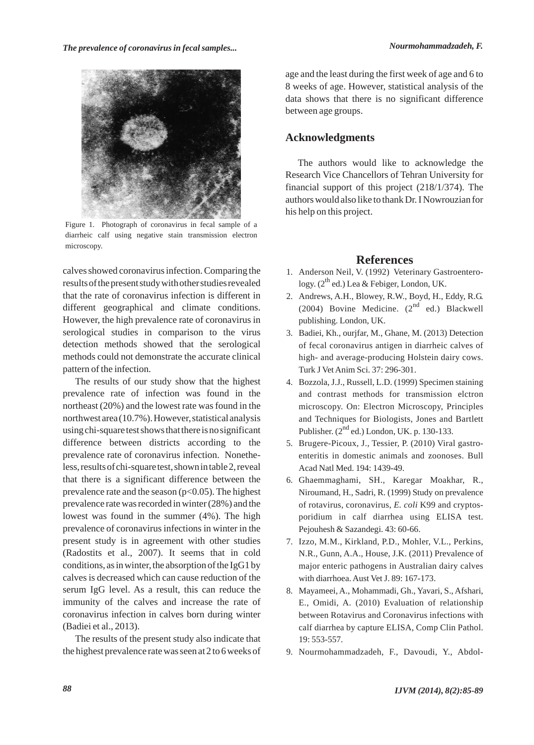Figure 1. Photograph of coronavirus in fecal sample of a diarrheic calf using negative stain transmission electron microscopy.

calves showed coronavirus infection. Comparing the results of the present study with other studies revealed that the rate of coronavirus infection is different in different geographical and climate conditions. However, the high prevalence rate of coronavirus in serological studies in comparison to the virus detection methods showed that the serological methods could not demonstrate the accurate clinical pattern of the infection.

The results of our study show that the highest prevalence rate of infection was found in the northeast (20%) and the lowest rate was found in the northwest area (10.7%). However, statistical analysis using chi-square test shows that there is no significant difference between districts according to the prevalence rate of coronavirus infection. Nonetheless, results of chi-square test, shown in table 2, reveal that there is a significant difference between the prevalence rate and the season ($p<0.05$). The highest prevalence rate was recorded in winter (28%) and the lowest was found in the summer (4%). The high prevalence of coronavirus infections in winter in the present study is in agreement with other studies (Radostits et al., 2007). It seems that in cold conditions, as in winter, the absorption of the IgG1 by calves is decreased which can cause reduction of the serum IgG level. As a result, this can reduce the immunity of the calves and increase the rate of coronavirus infection in calves born during winter (Badiei et al., 2013).

The results of the present study also indicate that the highest prevalence rate was seen at 2 to 6 weeks of age and the least during the first week of age and 6 to 8 weeks of age. However, statistical analysis of the data shows that there is no significant difference between age groups.

## Acknowledgments

The authors would like to acknowledge the Research Vice Chancellors of Tehran University for financial support of this project (218/1/374). The authors would also like to thank Dr. I Nowrouzian for his help on this project.

## References

1. Anderson Neil, V. (1992) Veterinary Gastroenterology. (2[th] ed.) Lea & Febiger, London, UK.
2. Andrews, A.H., Blowey, R.W., Boyd, H., Eddy, R.G. (2004) Bovine Medicine. (2[nd] ed.) Blackwell publishing. London, UK.
3. Badiei, Kh., ourjfar, M., Ghane, M. (2013) Detection of fecal coronavirus antigen in diarrheic calves of high- and average-producing Holstein dairy cows. Turk J Vet Anim Sci. 37: 296-301.
4. Bozzola, J.J., Russell, L.D. (1999) Specimen staining and contrast methods for transmission elctron microscopy. On: Electron Microscopy, Principles and Techniques for Biologists, Jones and Bartlett Publisher. (2[nd] ed.) London, UK. p. 130-133.
5. Brugere-Picoux, J., Tessier, P. (2010) Viral gastroenteritis in domestic animals and zoonoses. Bull Acad Natl Med. 194: 1439-49.
6. Ghaemmaghami, SH., Karegar Moakhar, R., Niroumand, H., Sadri, R. (1999) Study on prevalence of rotavirus, coronavirus, *E. coli* K99 and cryptosporidium in calf diarrhea using ELISA test. Pejouhesh & Sazandegi. 43: 60-66.
7. Izzo, M.M., Kirkland, P.D., Mohler, V.L., Perkins, N.R., Gunn, A.A., House, J.K. (2011) Prevalence of major enteric pathogens in Australian dairy calves with diarrhoea. Aust Vet J. 89: 167-173.
8. Mayameei, A., Mohammadi, Gh., Yavari, S., Afshari, E., Omidi, A. (2010) Evaluation of relationship between Rotavirus and Coronavirus infections with calf diarrhea by capture ELISA, Comp Clin Pathol. 19: 553-557.
9. Nourmohammadzadeh, F., Davoudi, Y., Abdol-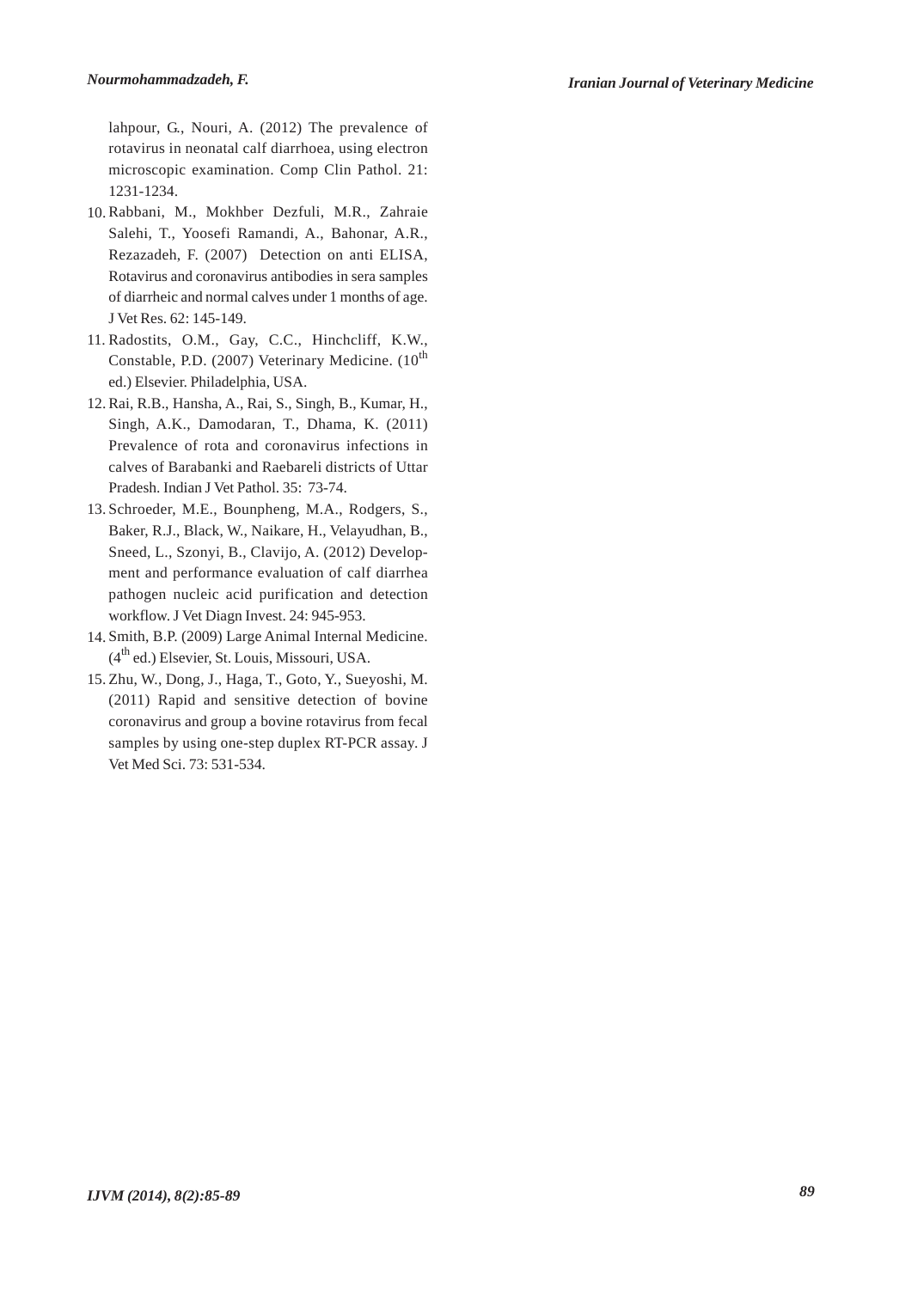lahpour, G., Nouri, A. (2012) The prevalence of rotavirus in neonatal calf diarrhoea, using electron microscopic examination. Comp Clin Pathol. 21: 1231-1234.

10. Rabbani, M., Mokhber Dezfuli, M.R., Zahraie Salehi, T., Yoosefi Ramandi, A., Bahonar, A.R., Rezazadeh, F. (2007) Detection on anti ELISA, Rotavirus and coronavirus antibodies in sera samples of diarrheic and normal calves under 1 months of age. J Vet Res. 62: 145-149.
11. Radostits, O.M., Gay, C.C., Hinchcliff, K.W., Constable, P.D. (2007) Veterinary Medicine. (10$^{th}$ ed.) Elsevier. Philadelphia, USA.
12. Rai, R.B., Hansha, A., Rai, S., Singh, B., Kumar, H., Singh, A.K., Damodaran, T., Dhama, K. (2011) Prevalence of rota and coronavirus infections in calves of Barabanki and Raebareli districts of Uttar Pradesh. Indian J Vet Pathol. 35: 73-74.
13. Schroeder, M.E., Bounpheng, M.A., Rodgers, S., Baker, R.J., Black, W., Naikare, H., Velayudhan, B., Sneed, L., Szonyi, B., Clavijo, A. (2012) Development and performance evaluation of calf diarrhea pathogen nucleic acid purification and detection workflow. J Vet Diagn Invest. 24: 945-953.
14. Smith, B.P. (2009) Large Animal Internal Medicine. (4$^{th}$ ed.) Elsevier, St. Louis, Missouri, USA.
15. Zhu, W., Dong, J., Haga, T., Goto, Y., Sueyoshi, M. (2011) Rapid and sensitive detection of bovine coronavirus and group a bovine rotavirus from fecal samples by using one-step duplex RT-PCR assay. J Vet Med Sci. 73: 531-534.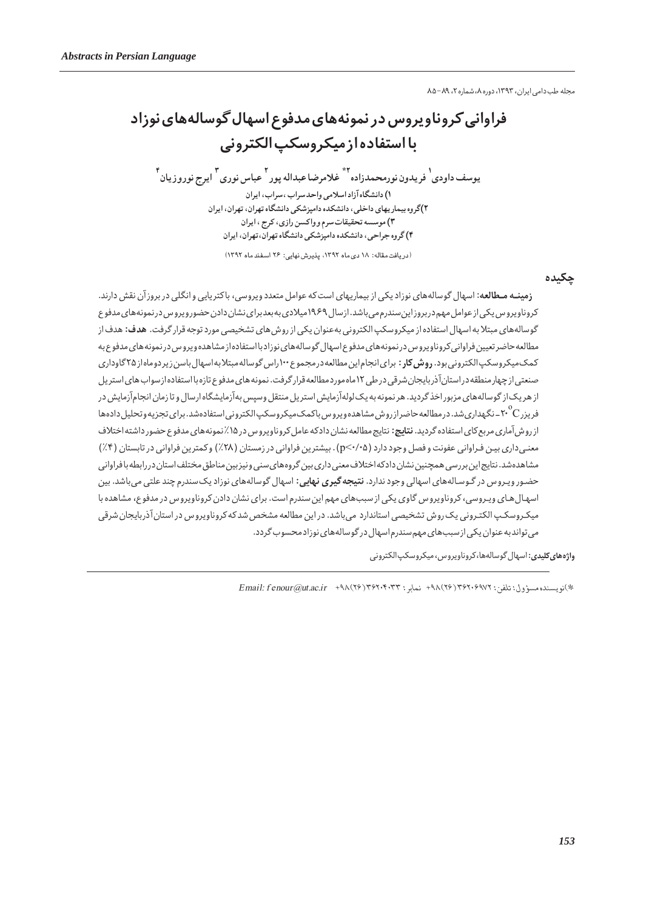# فراوانی کروناویروس در نمونه‌های مدفوع اسهال گوساله‌های نوزاد با استفاده از میکروسکپ الکترونی

یوسف داودی[1] فریدون نورمحمدزاده[2*] غلامرضا عبداله پور[2] عباس نوری[3] ایرج نوروزیان[4]

۱) دانشگاه آزاد اسلامی واحد سراب، سراب، ایران
۲) گروه بیماریهای داخلی، دانشکده دامپزشکی دانشگاه تهران، تهران، ایران
۳) موسسه تحقیقات سرم و واکسن رازی، کرج، ایران
۴) گروه جراحی، دانشکده دامپزشکی دانشگاه تهران، تهران، ایران

(دریافت مقاله: ۱۸ دی ماه ۱۳۹۲، پذیرش نهایی: ۲۶ اسفند ماه ۱۳۹۲)

## چکیده

**زمینه مطالعه:** اسهال گوساله‌های نوزاد یکی از بیماریهای است که عوامل متعدد ویروسی، باکتریایی و انگلی در بروزآن نقش دارند. کروناویروس یکی از عوامل مهم دربروز این سندرم می‌باشد. از سال ۱۹۶۹ میلادی به بعد برای نشان دادن حضور ویروس در نمونه‌های مدفوع گوساله‌های مبتلا به اسهال استفاده از میکروسکپ الکترونی به‌عنوان یکی از روش‌های تشخیصی مورد توجه قرار گرفت. **هدف:** هدف از مطالعه حاضر تعیین فراوانی کروناویروس در نمونه‌های مدفوع اسهال گوساله‌های نوزاد با استفاده از مشاهده ویروس در نمونه‌های مدفوع به کمک میکروسکپ الکترونی بود. **روش کار:** برای انجام این مطالعه در مجموع ۱۰۰ راس گوساله مبتلا به اسهال با سن زیر دو ماه از ۲۵ گاوداری صنعتی از چهار منطقه در استان آذربایجان شرقی در طی ۱۲ ماه مورد مطالعه قرار گرفت. نمونه‌های مدفوع تازه با استفاده از سواب های استریل از هر یک از گوساله‌های مزبور اخذ گردید. هر نمونه به یک لوله آزمایش استریل منتقل وسپس به آزمایشگاه ارسال و تا زمان انجام آزمایش در فریزر $-20^{o}C$ نگهداری شد. در مطالعه حاضر از روش مشاهده ویروس با کمک میکروسکپ الکترونی استفاده شد. برای تجزیه و تحلیل داده‌ها از روش آماری مربع کای استفاده گردید. **نتایج:** نتایج مطالعه نشان داد که عامل کروناویروس در ۱۵٪ نمونه‌های مدفوع حضور داشته اختلاف معنی‌داری بین فراوانی عفونت و فصل وجود دارد ($p<0.05$). بیشترین فراوانی در زمستان (۲۸٪) و کمترین فراوانی در تابستان (۴٪) مشاهده شد. نتایج این بررسی همچنین نشان داد که اختلاف معنی داری بین گروه‌های سنی و نیز بین مناطق مختلف استان در رابطه با فراوانی حضور ویروس در گوساله‌های اسهالی وجود ندارد. **نتیجه‌گیری نهایی:** اسهال گوساله‌های نوزاد یک سندرم چند علتی می‌باشد. بین اسهال‌های ویروسی، کروناویروس گاوی یکی از سبب‌های مهم این سندرم است. برای نشان دادن کروناویروس در مدفوع، مشاهده با میکروسکپ الکترونی یک روش تشخیصی استاندارد می‌باشد. در این مطالعه مشخص شد که کروناویروس در استان آذربایجان شرقی می‌تواند به عنوان یکی از سبب‌های مهم سندرم اسهال در گوساله‌های نوزاد محسوب گردد.

**واژه‌های کلیدی:** اسهال گوساله‌ها، کروناویروس، میکروسکپ الکترونی

*) نویسنده مسؤول: تلفن: ۳۶۲۰۶۹۷۲(۲۶)۹۸+ نمابر: ۳۶۲۰۴۰۳۳(۲۶)۹۸+ Email: fenour@ut.ac.ir